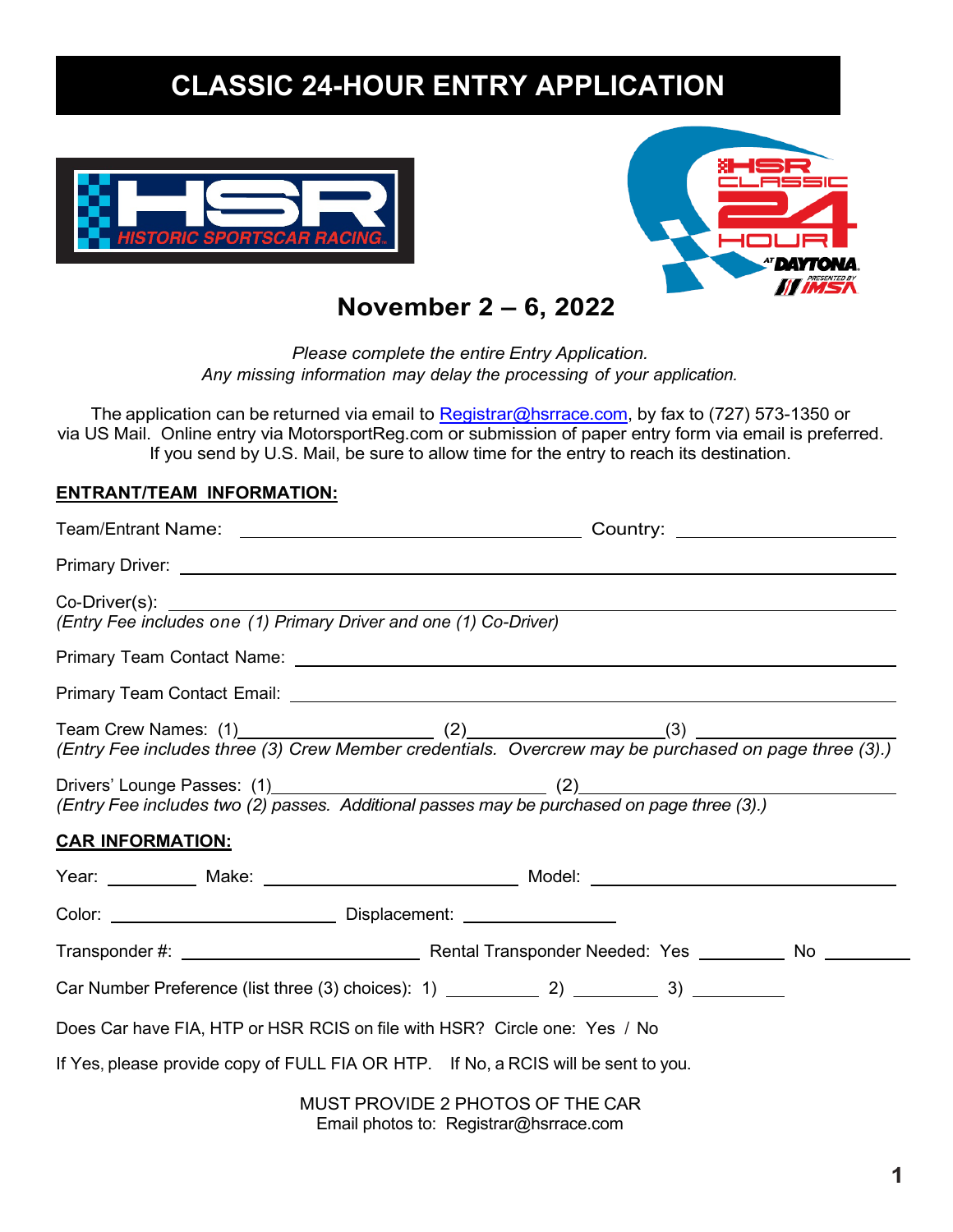# CLASSIC 24-HOUR ENTRY APPLICATION

## November 2 – 6, 2022

*Please complete the entire Entry Application.*
*Any missing information may delay the processing of your application.*

The application can be returned via email to Registrar@hsrrace.com, by fax to (727) 573-1350 or via US Mail. Online entry via MotorsportReg.com or submission of paper entry form via email is preferred. If you send by U.S. Mail, be sure to allow time for the entry to reach its destination.

**ENTRANT/TEAM INFORMATION:**

Team/Entrant Name: ______________________ Country: ______________________

Primary Driver: ______________________

Co-Driver(s): ______________________
*(Entry Fee includes one (1) Primary Driver and one (1) Co-Driver)*

Primary Team Contact Name: ______________________

Primary Team Contact Email: ______________________

Team Crew Names: (1)____________ (2)____________ (3) ____________
*(Entry Fee includes three (3) Crew Member credentials. Overcrew may be purchased on page three (3).)*

Drivers' Lounge Passes: (1)____________ (2)____________
*(Entry Fee includes two (2) passes. Additional passes may be purchased on page three (3).)*

**CAR INFORMATION:**

Year: ________ Make: ______________ Model: ______________

Color: ______________ Displacement: ______________

Transponder #: ______________ Rental Transponder Needed: Yes ________ No ________

Car Number Preference (list three (3) choices): 1) ________ 2) ________ 3) ________

Does Car have FIA, HTP or HSR RCIS on file with HSR? Circle one: Yes / No

If Yes, please provide copy of FULL FIA OR HTP. If No, a RCIS will be sent to you.

MUST PROVIDE 2 PHOTOS OF THE CAR
Email photos to: Registrar@hsrrace.com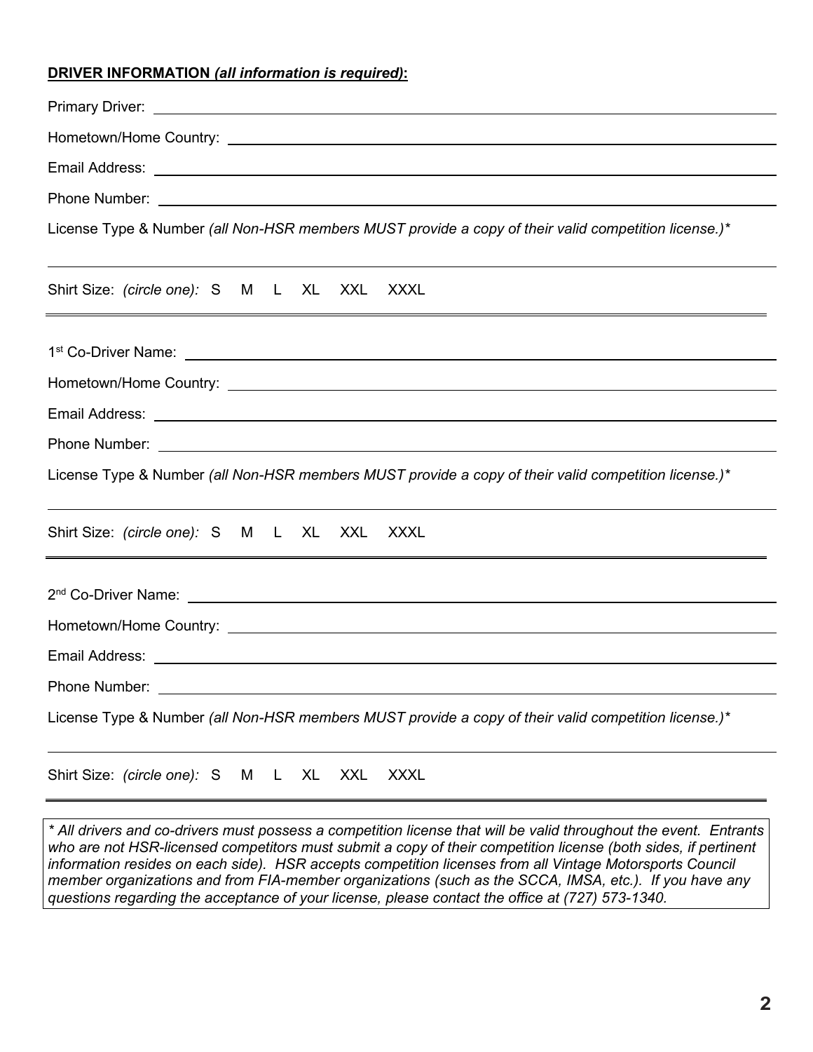**<u>DRIVER INFORMATION *(all information is required)*:</u>**

Primary Driver: ______________________________________________

Hometown/Home Country: ______________________________________________

Email Address: ______________________________________________

Phone Number: ______________________________________________

License Type & Number *(all Non-HSR members MUST provide a copy of their valid competition license.)**

______________________________________________

Shirt Size: *(circle one):* S M L XL XXL XXXL

---

1st Co-Driver Name: ______________________________________________

Hometown/Home Country: ______________________________________________

Email Address: ______________________________________________

Phone Number: ______________________________________________

License Type & Number *(all Non-HSR members MUST provide a copy of their valid competition license.)**

______________________________________________

Shirt Size: *(circle one):* S M L XL XXL XXXL

---

2nd Co-Driver Name: ______________________________________________

Hometown/Home Country: ______________________________________________

Email Address: ______________________________________________

Phone Number: ______________________________________________

License Type & Number *(all Non-HSR members MUST provide a copy of their valid competition license.)**

______________________________________________

Shirt Size: *(circle one):* S M L XL XXL XXXL

---

*\* All drivers and co-drivers must possess a competition license that will be valid throughout the event. Entrants who are not HSR-licensed competitors must submit a copy of their competition license (both sides, if pertinent information resides on each side). HSR accepts competition licenses from all Vintage Motorsports Council member organizations and from FIA-member organizations (such as the SCCA, IMSA, etc.). If you have any questions regarding the acceptance of your license, please contact the office at (727) 573-1340.*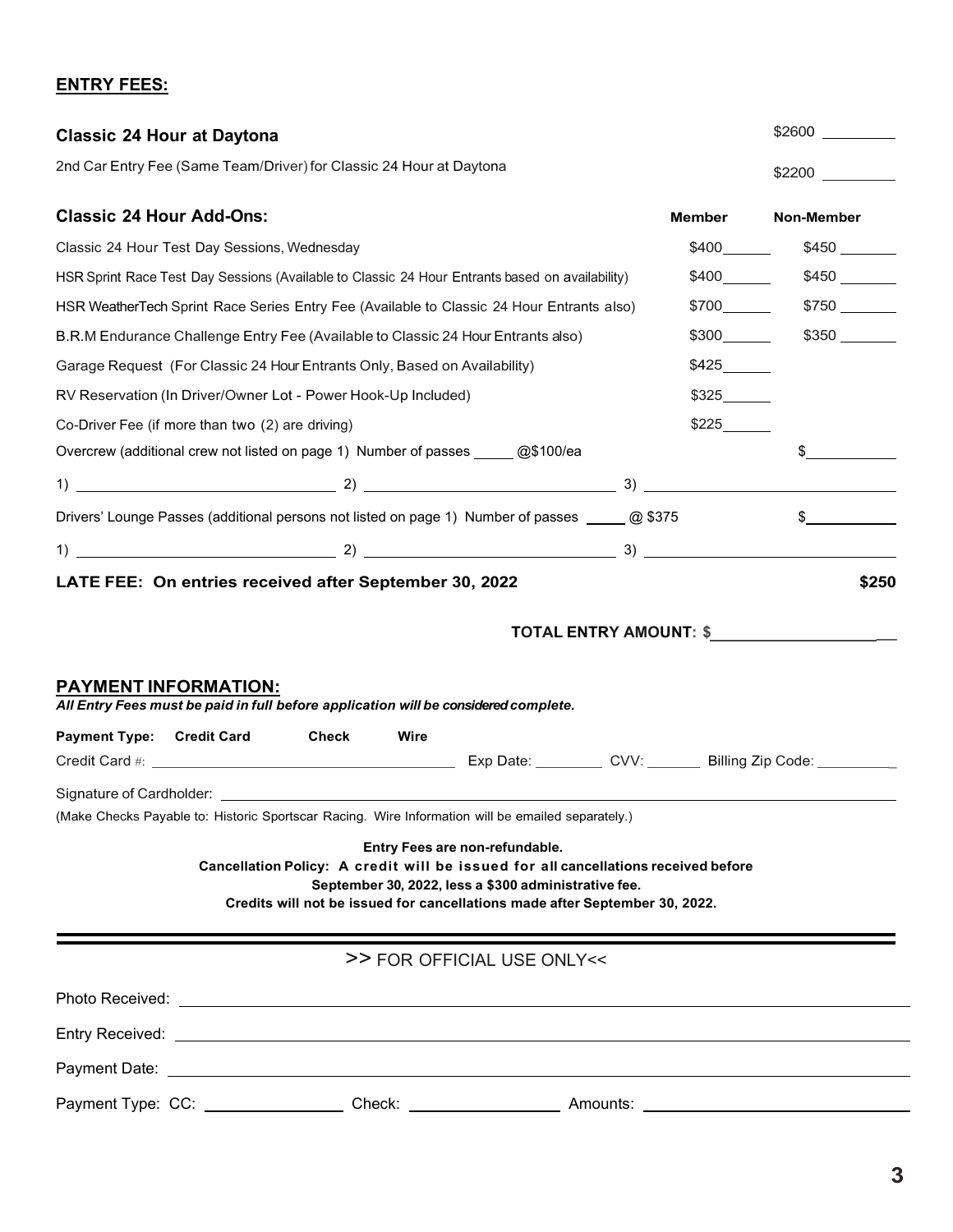## ENTRY FEES:

| | | |
|---|---|---|
| **Classic 24 Hour at Daytona** | | $2600 ________ |
| 2nd Car Entry Fee (Same Team/Driver) for Classic 24 Hour at Daytona | | $2200 ________ |

| **Classic 24 Hour Add-Ons:** | **Member** | **Non-Member** |
|---|---|---|
| Classic 24 Hour Test Day Sessions, Wednesday | $400______ | $450 _______ |
| HSR Sprint Race Test Day Sessions (Available to Classic 24 Hour Entrants based on availability) | $400______ | $450 _______ |
| HSR WeatherTech Sprint Race Series Entry Fee (Available to Classic 24 Hour Entrants also) | $700______ | $750 _______ |
| B.R.M Endurance Challenge Entry Fee (Available to Classic 24 Hour Entrants also) | $300______ | $350 _______ |
| Garage Request (For Classic 24 Hour Entrants Only, Based on Availability) | $425______ | |
| RV Reservation (In Driver/Owner Lot - Power Hook-Up Included) | $325______ | |
| Co-Driver Fee (if more than two (2) are driving) | $225______ | |
| Overcrew (additional crew not listed on page 1) Number of passes _____ @$100/ea | | $__________ |

1) ______________________________ 2) ______________________________ 3) ______________________________

Drivers' Lounge Passes (additional persons not listed on page 1) Number of passes _____ @ $375 $__________

1) ______________________________ 2) ______________________________ 3) ______________________________

**LATE FEE: On entries received after September 30, 2022** **$250**

**TOTAL ENTRY AMOUNT: $____________________**

## PAYMENT INFORMATION:

***All Entry Fees must be paid in full before application will be considered complete.***

**Payment Type:** **Credit Card** **Check** **Wire**

Credit Card #: ______________________________ Exp Date: ________ CVV: _______ Billing Zip Code: __________

Signature of Cardholder: ______________________________________________________________

(Make Checks Payable to: Historic Sportscar Racing. Wire Information will be emailed separately.)

**Entry Fees are non-refundable.**
**Cancellation Policy: A credit will be issued for all cancellations received before September 30, 2022, less a $300 administrative fee.**
**Credits will not be issued for cancellations made after September 30, 2022.**

---

>> FOR OFFICIAL USE ONLY<<

Photo Received: ______________________________________________________________

Entry Received: ______________________________________________________________

Payment Date: ______________________________________________________________

Payment Type: CC: ________________ Check: ________________ Amounts: ______________________________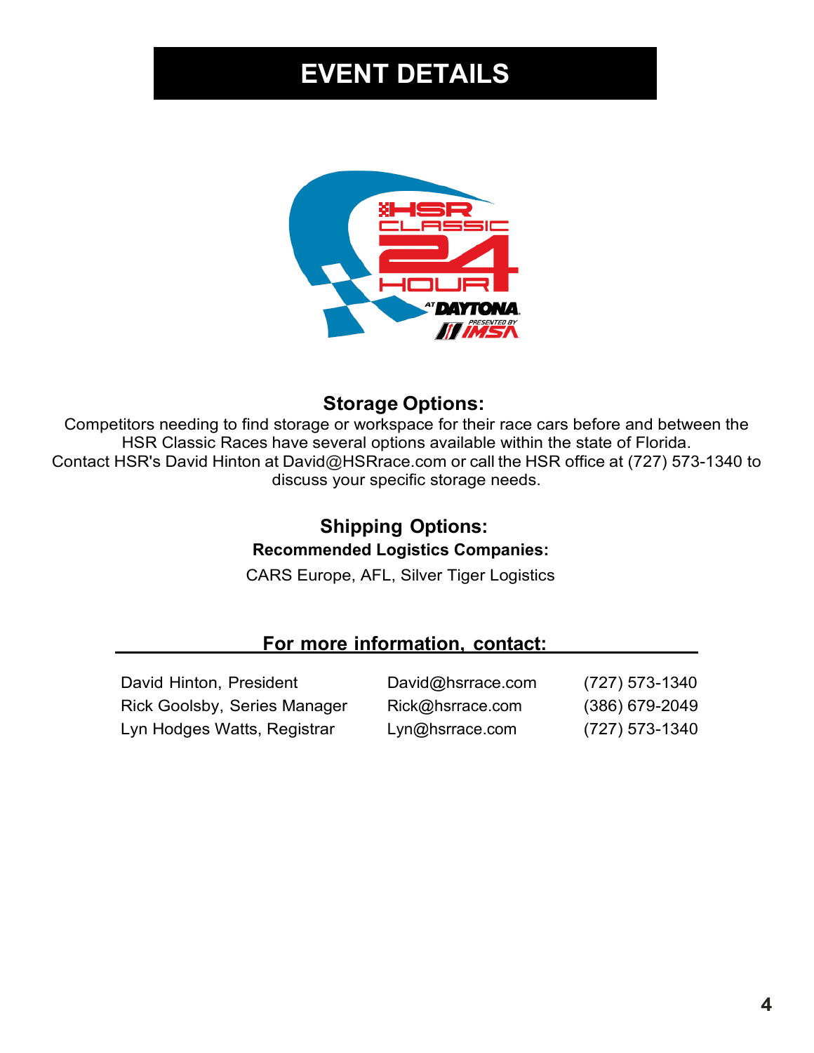# EVENT DETAILS

## Storage Options:

Competitors needing to find storage or workspace for their race cars before and between the HSR Classic Races have several options available within the state of Florida.
Contact HSR's David Hinton at David@HSRrace.com or call the HSR office at (727) 573-1340 to discuss your specific storage needs.

## Shipping Options:

**Recommended Logistics Companies:**

CARS Europe, AFL, Silver Tiger Logistics

## For more information, contact:

| | | |
|---|---|---|
| David Hinton, President | David@hsrrace.com | (727) 573-1340 |
| Rick Goolsby, Series Manager | Rick@hsrrace.com | (386) 679-2049 |
| Lyn Hodges Watts, Registrar | Lyn@hsrrace.com | (727) 573-1340 |